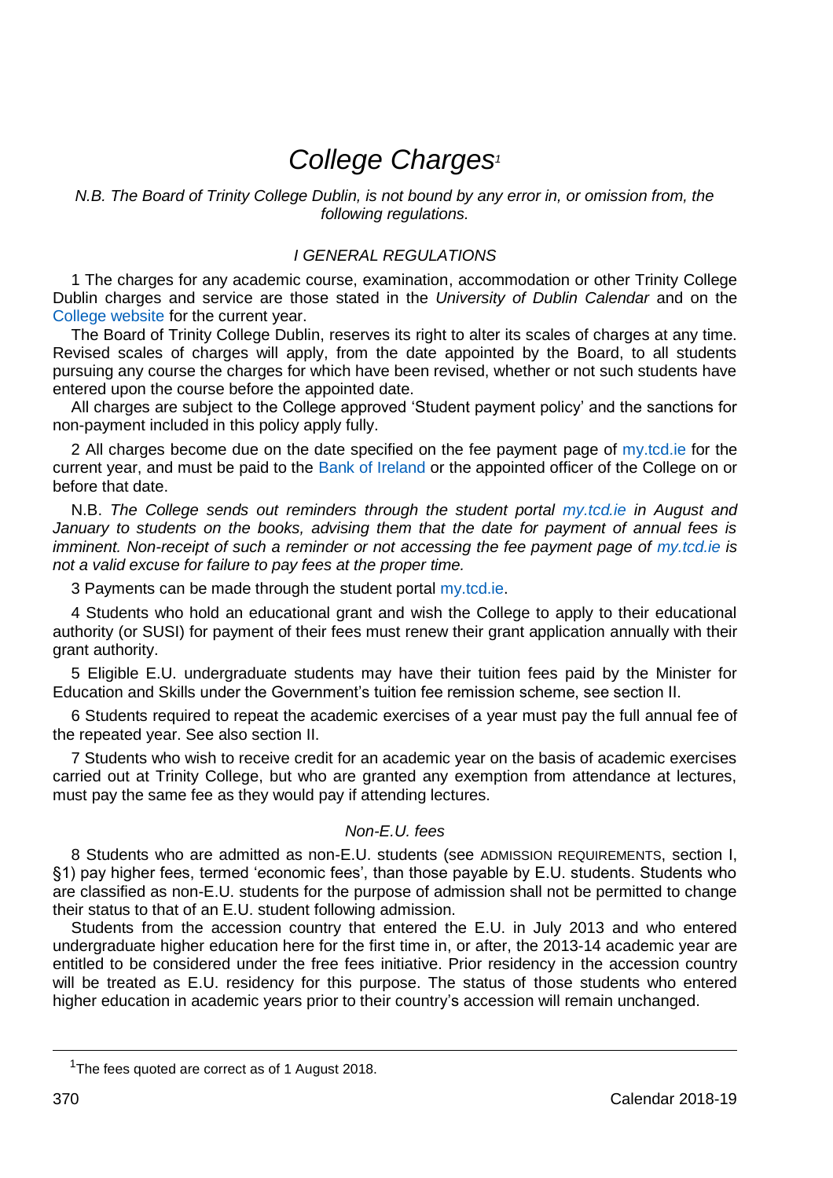# College Charges[1]

*N.B. The Board of Trinity College Dublin, is not bound by any error in, or omission from, the following regulations.*

## I GENERAL REGULATIONS

1 The charges for any academic course, examination, accommodation or other Trinity College Dublin charges and service are those stated in the *University of Dublin Calendar* and on the College website for the current year.

The Board of Trinity College Dublin, reserves its right to alter its scales of charges at any time. Revised scales of charges will apply, from the date appointed by the Board, to all students pursuing any course the charges for which have been revised, whether or not such students have entered upon the course before the appointed date.

All charges are subject to the College approved 'Student payment policy' and the sanctions for non-payment included in this policy apply fully.

2 All charges become due on the date specified on the fee payment page of my.tcd.ie for the current year, and must be paid to the Bank of Ireland or the appointed officer of the College on or before that date.

N.B. *The College sends out reminders through the student portal my.tcd.ie in August and January to students on the books, advising them that the date for payment of annual fees is imminent. Non-receipt of such a reminder or not accessing the fee payment page of my.tcd.ie is not a valid excuse for failure to pay fees at the proper time.*

3 Payments can be made through the student portal my.tcd.ie.

4 Students who hold an educational grant and wish the College to apply to their educational authority (or SUSI) for payment of their fees must renew their grant application annually with their grant authority.

5 Eligible E.U. undergraduate students may have their tuition fees paid by the Minister for Education and Skills under the Government's tuition fee remission scheme, see section II.

6 Students required to repeat the academic exercises of a year must pay the full annual fee of the repeated year. See also section II.

7 Students who wish to receive credit for an academic year on the basis of academic exercises carried out at Trinity College, but who are granted any exemption from attendance at lectures, must pay the same fee as they would pay if attending lectures.

### *Non-E.U. fees*

8 Students who are admitted as non-E.U. students (see ADMISSION REQUIREMENTS, section I, §1) pay higher fees, termed 'economic fees', than those payable by E.U. students. Students who are classified as non-E.U. students for the purpose of admission shall not be permitted to change their status to that of an E.U. student following admission.

Students from the accession country that entered the E.U. in July 2013 and who entered undergraduate higher education here for the first time in, or after, the 2013-14 academic year are entitled to be considered under the free fees initiative. Prior residency in the accession country will be treated as E.U. residency for this purpose. The status of those students who entered higher education in academic years prior to their country's accession will remain unchanged.

---

[1] The fees quoted are correct as of 1 August 2018.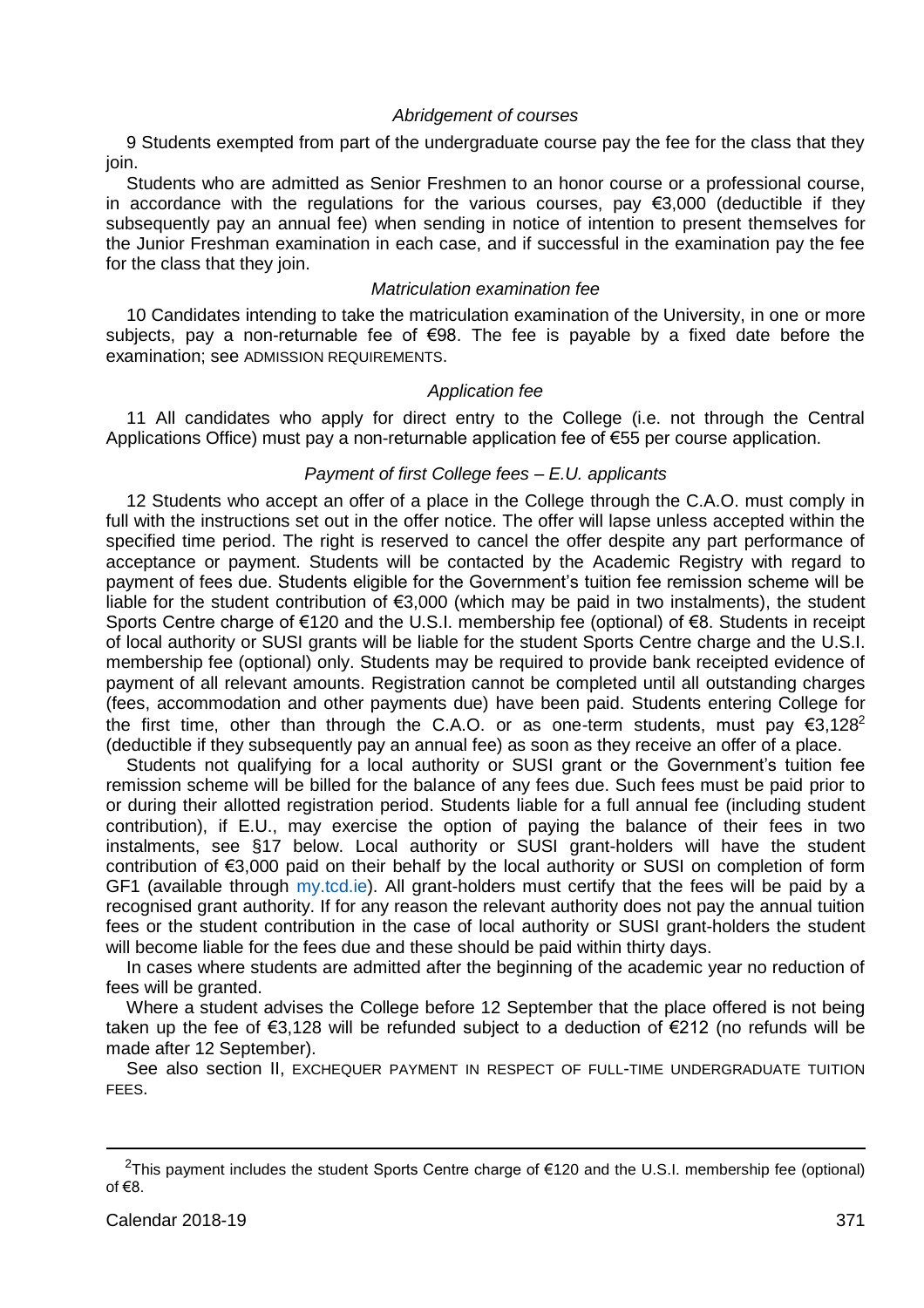*Abridgement of courses*

9 Students exempted from part of the undergraduate course pay the fee for the class that they join.

Students who are admitted as Senior Freshmen to an honor course or a professional course, in accordance with the regulations for the various courses, pay €3,000 (deductible if they subsequently pay an annual fee) when sending in notice of intention to present themselves for the Junior Freshman examination in each case, and if successful in the examination pay the fee for the class that they join.

*Matriculation examination fee*

10 Candidates intending to take the matriculation examination of the University, in one or more subjects, pay a non-returnable fee of €98. The fee is payable by a fixed date before the examination; see ADMISSION REQUIREMENTS.

*Application fee*

11 All candidates who apply for direct entry to the College (i.e. not through the Central Applications Office) must pay a non-returnable application fee of €55 per course application.

*Payment of first College fees – E.U. applicants*

12 Students who accept an offer of a place in the College through the C.A.O. must comply in full with the instructions set out in the offer notice. The offer will lapse unless accepted within the specified time period. The right is reserved to cancel the offer despite any part performance of acceptance or payment. Students will be contacted by the Academic Registry with regard to payment of fees due. Students eligible for the Government's tuition fee remission scheme will be liable for the student contribution of €3,000 (which may be paid in two instalments), the student Sports Centre charge of €120 and the U.S.I. membership fee (optional) of €8. Students in receipt of local authority or SUSI grants will be liable for the student Sports Centre charge and the U.S.I. membership fee (optional) only. Students may be required to provide bank receipted evidence of payment of all relevant amounts. Registration cannot be completed until all outstanding charges (fees, accommodation and other payments due) have been paid. Students entering College for the first time, other than through the C.A.O. or as one-term students, must pay €3,128[2] (deductible if they subsequently pay an annual fee) as soon as they receive an offer of a place.

Students not qualifying for a local authority or SUSI grant or the Government's tuition fee remission scheme will be billed for the balance of any fees due. Such fees must be paid prior to or during their allotted registration period. Students liable for a full annual fee (including student contribution), if E.U., may exercise the option of paying the balance of their fees in two instalments, see §17 below. Local authority or SUSI grant-holders will have the student contribution of €3,000 paid on their behalf by the local authority or SUSI on completion of form GF1 (available through my.tcd.ie). All grant-holders must certify that the fees will be paid by a recognised grant authority. If for any reason the relevant authority does not pay the annual tuition fees or the student contribution in the case of local authority or SUSI grant-holders the student will become liable for the fees due and these should be paid within thirty days.

In cases where students are admitted after the beginning of the academic year no reduction of fees will be granted.

Where a student advises the College before 12 September that the place offered is not being taken up the fee of €3,128 will be refunded subject to a deduction of €212 (no refunds will be made after 12 September).

See also section II, EXCHEQUER PAYMENT IN RESPECT OF FULL-TIME UNDERGRADUATE TUITION FEES.

---

[2]This payment includes the student Sports Centre charge of €120 and the U.S.I. membership fee (optional) of €8.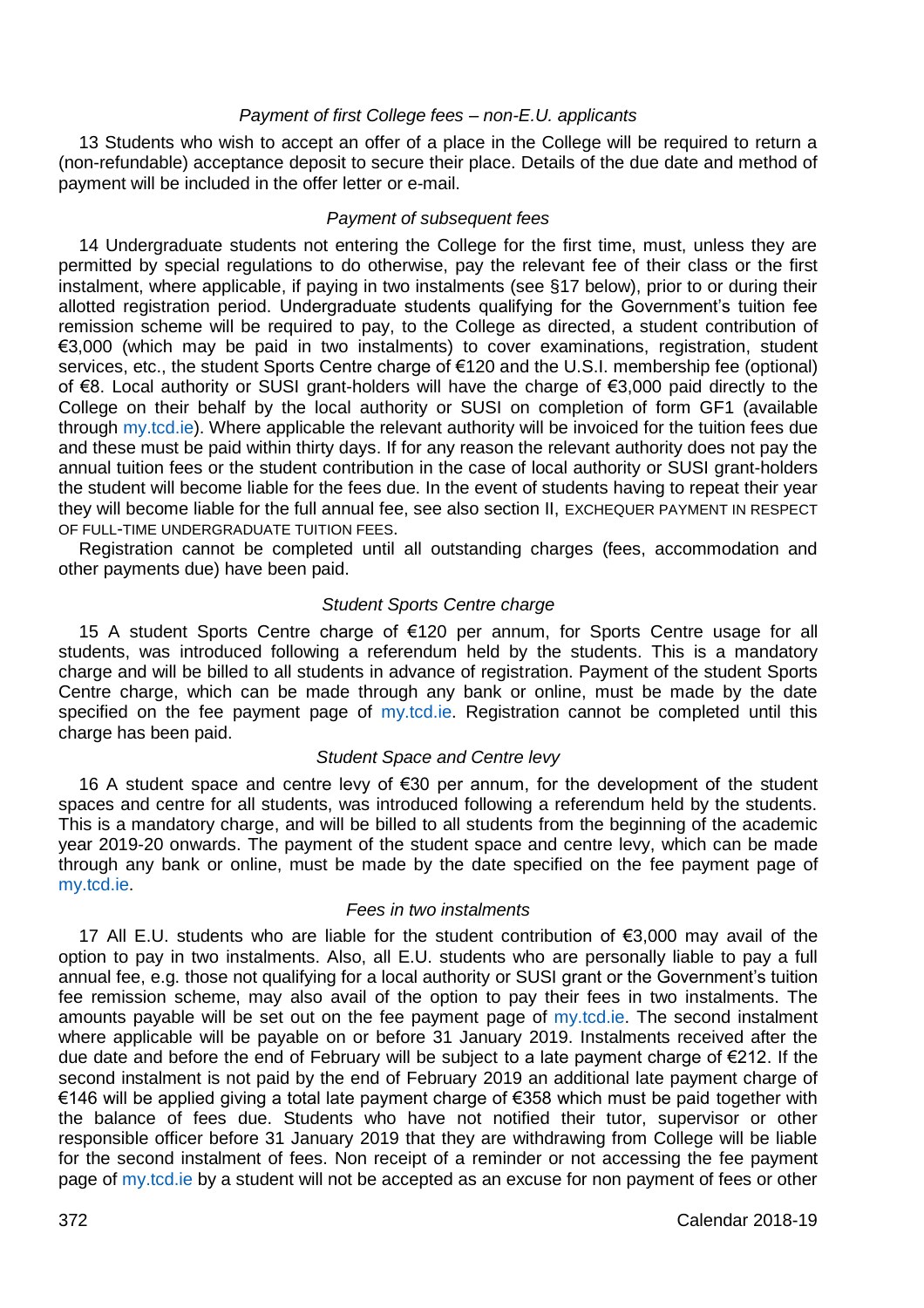*Payment of first College fees – non-E.U. applicants*

13 Students who wish to accept an offer of a place in the College will be required to return a (non-refundable) acceptance deposit to secure their place. Details of the due date and method of payment will be included in the offer letter or e-mail.

*Payment of subsequent fees*

14 Undergraduate students not entering the College for the first time, must, unless they are permitted by special regulations to do otherwise, pay the relevant fee of their class or the first instalment, where applicable, if paying in two instalments (see §17 below), prior to or during their allotted registration period. Undergraduate students qualifying for the Government's tuition fee remission scheme will be required to pay, to the College as directed, a student contribution of €3,000 (which may be paid in two instalments) to cover examinations, registration, student services, etc., the student Sports Centre charge of €120 and the U.S.I. membership fee (optional) of €8. Local authority or SUSI grant-holders will have the charge of €3,000 paid directly to the College on their behalf by the local authority or SUSI on completion of form GF1 (available through my.tcd.ie). Where applicable the relevant authority will be invoiced for the tuition fees due and these must be paid within thirty days. If for any reason the relevant authority does not pay the annual tuition fees or the student contribution in the case of local authority or SUSI grant-holders the student will become liable for the fees due. In the event of students having to repeat their year they will become liable for the full annual fee, see also section II, EXCHEQUER PAYMENT IN RESPECT OF FULL-TIME UNDERGRADUATE TUITION FEES.

Registration cannot be completed until all outstanding charges (fees, accommodation and other payments due) have been paid.

*Student Sports Centre charge*

15 A student Sports Centre charge of €120 per annum, for Sports Centre usage for all students, was introduced following a referendum held by the students. This is a mandatory charge and will be billed to all students in advance of registration. Payment of the student Sports Centre charge, which can be made through any bank or online, must be made by the date specified on the fee payment page of my.tcd.ie. Registration cannot be completed until this charge has been paid.

*Student Space and Centre levy*

16 A student space and centre levy of €30 per annum, for the development of the student spaces and centre for all students, was introduced following a referendum held by the students. This is a mandatory charge, and will be billed to all students from the beginning of the academic year 2019-20 onwards. The payment of the student space and centre levy, which can be made through any bank or online, must be made by the date specified on the fee payment page of my.tcd.ie.

*Fees in two instalments*

17 All E.U. students who are liable for the student contribution of €3,000 may avail of the option to pay in two instalments. Also, all E.U. students who are personally liable to pay a full annual fee, e.g. those not qualifying for a local authority or SUSI grant or the Government's tuition fee remission scheme, may also avail of the option to pay their fees in two instalments. The amounts payable will be set out on the fee payment page of my.tcd.ie. The second instalment where applicable will be payable on or before 31 January 2019. Instalments received after the due date and before the end of February will be subject to a late payment charge of €212. If the second instalment is not paid by the end of February 2019 an additional late payment charge of €146 will be applied giving a total late payment charge of €358 which must be paid together with the balance of fees due. Students who have not notified their tutor, supervisor or other responsible officer before 31 January 2019 that they are withdrawing from College will be liable for the second instalment of fees. Non receipt of a reminder or not accessing the fee payment page of my.tcd.ie by a student will not be accepted as an excuse for non payment of fees or other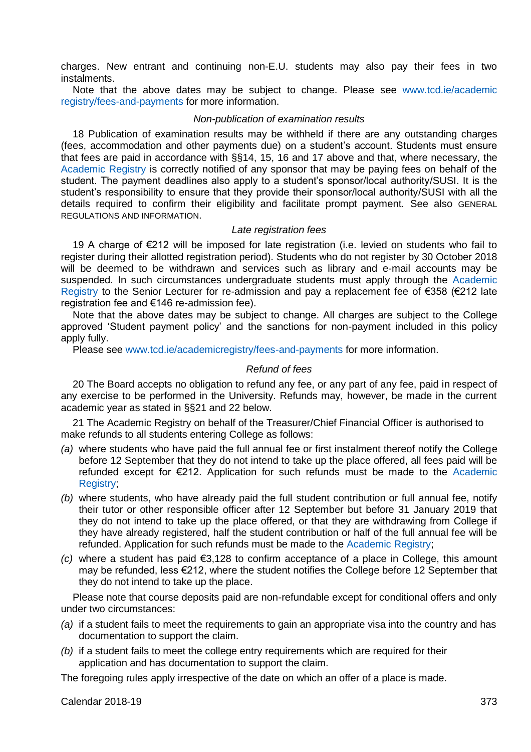charges. New entrant and continuing non-E.U. students may also pay their fees in two instalments.

Note that the above dates may be subject to change. Please see www.tcd.ie/academic registry/fees-and-payments for more information.

*Non-publication of examination results*

18 Publication of examination results may be withheld if there are any outstanding charges (fees, accommodation and other payments due) on a student's account. Students must ensure that fees are paid in accordance with §§14, 15, 16 and 17 above and that, where necessary, the Academic Registry is correctly notified of any sponsor that may be paying fees on behalf of the student. The payment deadlines also apply to a student's sponsor/local authority/SUSI. It is the student's responsibility to ensure that they provide their sponsor/local authority/SUSI with all the details required to confirm their eligibility and facilitate prompt payment. See also GENERAL REGULATIONS AND INFORMATION.

*Late registration fees*

19 A charge of €212 will be imposed for late registration (i.e. levied on students who fail to register during their allotted registration period). Students who do not register by 30 October 2018 will be deemed to be withdrawn and services such as library and e-mail accounts may be suspended. In such circumstances undergraduate students must apply through the Academic Registry to the Senior Lecturer for re-admission and pay a replacement fee of €358 (€212 late registration fee and €146 re-admission fee).

Note that the above dates may be subject to change. All charges are subject to the College approved 'Student payment policy' and the sanctions for non-payment included in this policy apply fully.

Please see www.tcd.ie/academicregistry/fees-and-payments for more information.

*Refund of fees*

20 The Board accepts no obligation to refund any fee, or any part of any fee, paid in respect of any exercise to be performed in the University. Refunds may, however, be made in the current academic year as stated in §§21 and 22 below.

21 The Academic Registry on behalf of the Treasurer/Chief Financial Officer is authorised to make refunds to all students entering College as follows:

*(a)* where students who have paid the full annual fee or first instalment thereof notify the College before 12 September that they do not intend to take up the place offered, all fees paid will be refunded except for €212. Application for such refunds must be made to the Academic Registry;

*(b)* where students, who have already paid the full student contribution or full annual fee, notify their tutor or other responsible officer after 12 September but before 31 January 2019 that they do not intend to take up the place offered, or that they are withdrawing from College if they have already registered, half the student contribution or half of the full annual fee will be refunded. Application for such refunds must be made to the Academic Registry;

*(c)* where a student has paid €3,128 to confirm acceptance of a place in College, this amount may be refunded, less €212, where the student notifies the College before 12 September that they do not intend to take up the place.

Please note that course deposits paid are non-refundable except for conditional offers and only under two circumstances:

*(a)* if a student fails to meet the requirements to gain an appropriate visa into the country and has documentation to support the claim.

*(b)* if a student fails to meet the college entry requirements which are required for their application and has documentation to support the claim.

The foregoing rules apply irrespective of the date on which an offer of a place is made.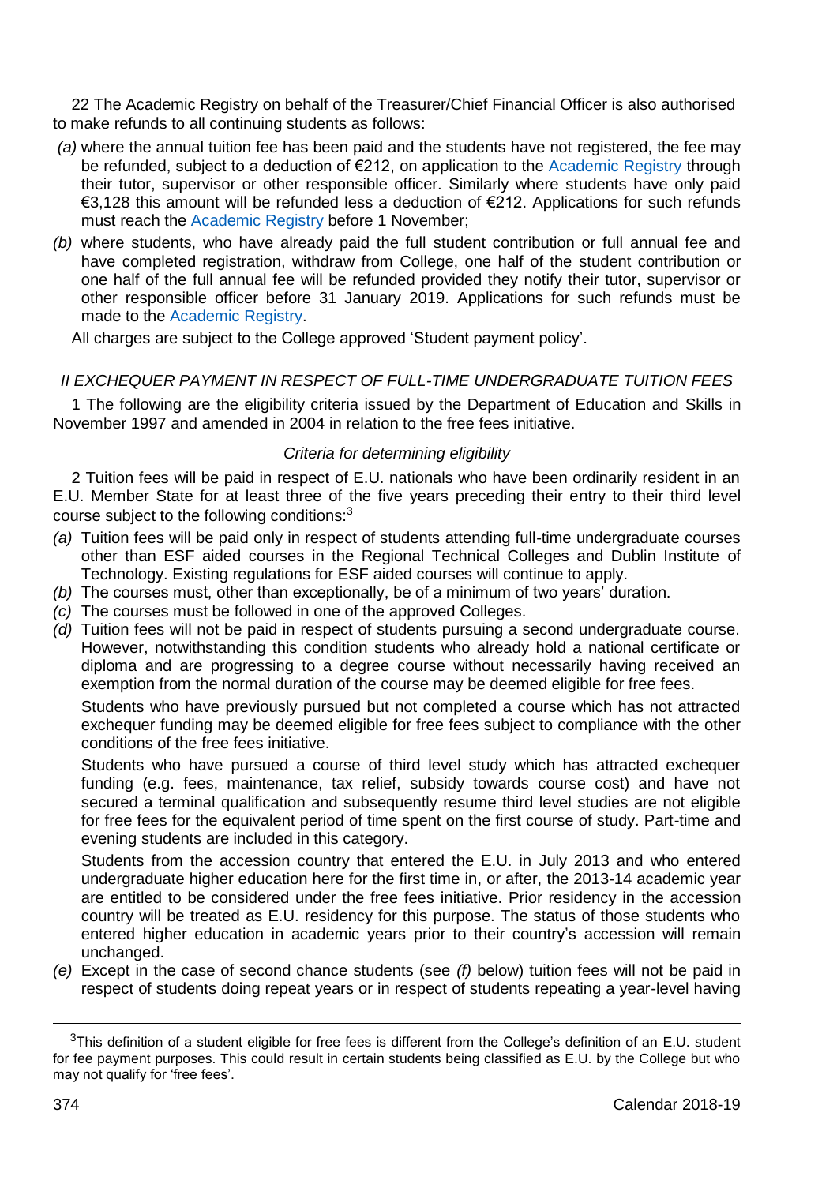22 The Academic Registry on behalf of the Treasurer/Chief Financial Officer is also authorised to make refunds to all continuing students as follows:

*(a)* where the annual tuition fee has been paid and the students have not registered, the fee may be refunded, subject to a deduction of €212, on application to the Academic Registry through their tutor, supervisor or other responsible officer. Similarly where students have only paid €3,128 this amount will be refunded less a deduction of €212. Applications for such refunds must reach the Academic Registry before 1 November;

*(b)* where students, who have already paid the full student contribution or full annual fee and have completed registration, withdraw from College, one half of the student contribution or one half of the full annual fee will be refunded provided they notify their tutor, supervisor or other responsible officer before 31 January 2019. Applications for such refunds must be made to the Academic Registry.

All charges are subject to the College approved 'Student payment policy'.

*II EXCHEQUER PAYMENT IN RESPECT OF FULL-TIME UNDERGRADUATE TUITION FEES*

1 The following are the eligibility criteria issued by the Department of Education and Skills in November 1997 and amended in 2004 in relation to the free fees initiative.

*Criteria for determining eligibility*

2 Tuition fees will be paid in respect of E.U. nationals who have been ordinarily resident in an E.U. Member State for at least three of the five years preceding their entry to their third level course subject to the following conditions:[3]

*(a)* Tuition fees will be paid only in respect of students attending full-time undergraduate courses other than ESF aided courses in the Regional Technical Colleges and Dublin Institute of Technology. Existing regulations for ESF aided courses will continue to apply.

*(b)* The courses must, other than exceptionally, be of a minimum of two years' duration.

*(c)* The courses must be followed in one of the approved Colleges.

*(d)* Tuition fees will not be paid in respect of students pursuing a second undergraduate course. However, notwithstanding this condition students who already hold a national certificate or diploma and are progressing to a degree course without necessarily having received an exemption from the normal duration of the course may be deemed eligible for free fees.

Students who have previously pursued but not completed a course which has not attracted exchequer funding may be deemed eligible for free fees subject to compliance with the other conditions of the free fees initiative.

Students who have pursued a course of third level study which has attracted exchequer funding (e.g. fees, maintenance, tax relief, subsidy towards course cost) and have not secured a terminal qualification and subsequently resume third level studies are not eligible for free fees for the equivalent period of time spent on the first course of study. Part-time and evening students are included in this category.

Students from the accession country that entered the E.U. in July 2013 and who entered undergraduate higher education here for the first time in, or after, the 2013-14 academic year are entitled to be considered under the free fees initiative. Prior residency in the accession country will be treated as E.U. residency for this purpose. The status of those students who entered higher education in academic years prior to their country's accession will remain unchanged.

*(e)* Except in the case of second chance students (see *(f)* below) tuition fees will not be paid in respect of students doing repeat years or in respect of students repeating a year-level having

---

[3]This definition of a student eligible for free fees is different from the College's definition of an E.U. student for fee payment purposes. This could result in certain students being classified as E.U. by the College but who may not qualify for 'free fees'.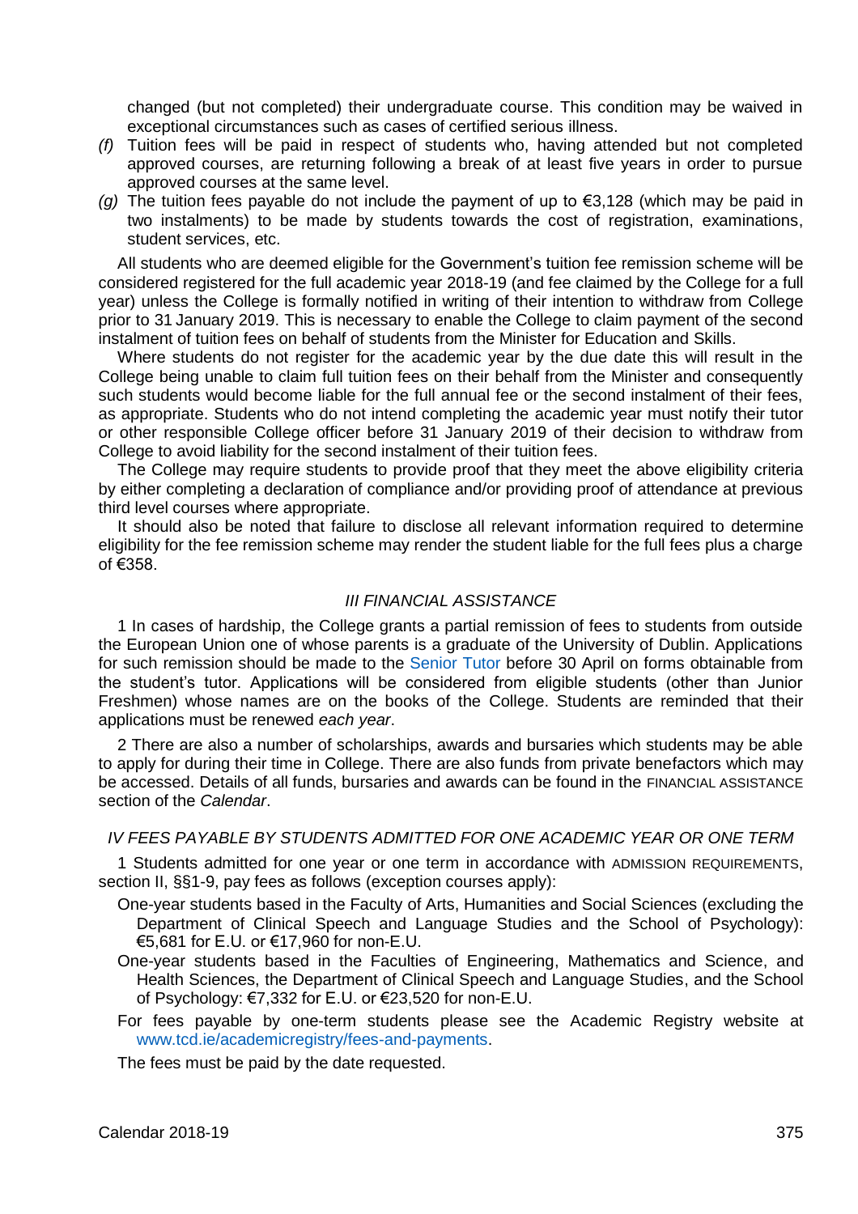changed (but not completed) their undergraduate course. This condition may be waived in exceptional circumstances such as cases of certified serious illness.

*(f)* Tuition fees will be paid in respect of students who, having attended but not completed approved courses, are returning following a break of at least five years in order to pursue approved courses at the same level.

*(g)* The tuition fees payable do not include the payment of up to €3,128 (which may be paid in two instalments) to be made by students towards the cost of registration, examinations, student services, etc.

All students who are deemed eligible for the Government's tuition fee remission scheme will be considered registered for the full academic year 2018-19 (and fee claimed by the College for a full year) unless the College is formally notified in writing of their intention to withdraw from College prior to 31 January 2019. This is necessary to enable the College to claim payment of the second instalment of tuition fees on behalf of students from the Minister for Education and Skills.

Where students do not register for the academic year by the due date this will result in the College being unable to claim full tuition fees on their behalf from the Minister and consequently such students would become liable for the full annual fee or the second instalment of their fees, as appropriate. Students who do not intend completing the academic year must notify their tutor or other responsible College officer before 31 January 2019 of their decision to withdraw from College to avoid liability for the second instalment of their tuition fees.

The College may require students to provide proof that they meet the above eligibility criteria by either completing a declaration of compliance and/or providing proof of attendance at previous third level courses where appropriate.

It should also be noted that failure to disclose all relevant information required to determine eligibility for the fee remission scheme may render the student liable for the full fees plus a charge of €358.

## *III FINANCIAL ASSISTANCE*

1 In cases of hardship, the College grants a partial remission of fees to students from outside the European Union one of whose parents is a graduate of the University of Dublin. Applications for such remission should be made to the Senior Tutor before 30 April on forms obtainable from the student's tutor. Applications will be considered from eligible students (other than Junior Freshmen) whose names are on the books of the College. Students are reminded that their applications must be renewed *each year*.

2 There are also a number of scholarships, awards and bursaries which students may be able to apply for during their time in College. There are also funds from private benefactors which may be accessed. Details of all funds, bursaries and awards can be found in the FINANCIAL ASSISTANCE section of the *Calendar*.

## *IV FEES PAYABLE BY STUDENTS ADMITTED FOR ONE ACADEMIC YEAR OR ONE TERM*

1 Students admitted for one year or one term in accordance with ADMISSION REQUIREMENTS, section II, §§1-9, pay fees as follows (exception courses apply):

One-year students based in the Faculty of Arts, Humanities and Social Sciences (excluding the Department of Clinical Speech and Language Studies and the School of Psychology): €5,681 for E.U. or €17,960 for non-E.U.

One-year students based in the Faculties of Engineering, Mathematics and Science, and Health Sciences, the Department of Clinical Speech and Language Studies, and the School of Psychology: €7,332 for E.U. or €23,520 for non-E.U.

For fees payable by one-term students please see the Academic Registry website at www.tcd.ie/academicregistry/fees-and-payments.

The fees must be paid by the date requested.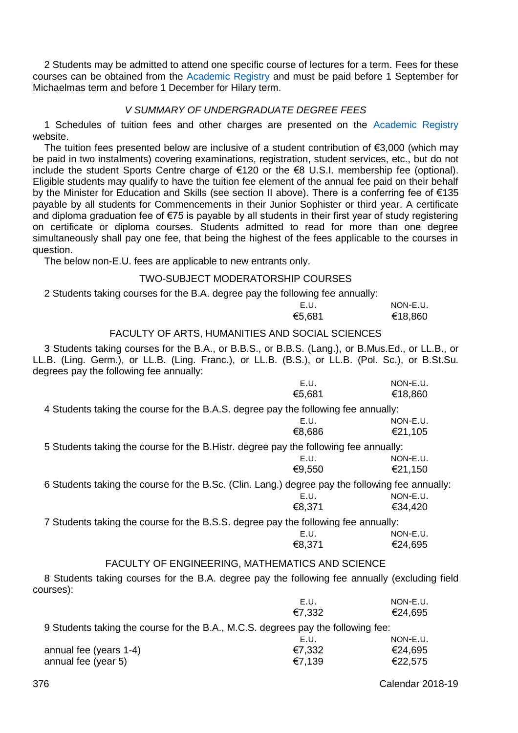2 Students may be admitted to attend one specific course of lectures for a term. Fees for these courses can be obtained from the Academic Registry and must be paid before 1 September for Michaelmas term and before 1 December for Hilary term.

### *V SUMMARY OF UNDERGRADUATE DEGREE FEES*

1 Schedules of tuition fees and other charges are presented on the Academic Registry website.

The tuition fees presented below are inclusive of a student contribution of €3,000 (which may be paid in two instalments) covering examinations, registration, student services, etc., but do not include the student Sports Centre charge of €120 or the €8 U.S.I. membership fee (optional). Eligible students may qualify to have the tuition fee element of the annual fee paid on their behalf by the Minister for Education and Skills (see section II above). There is a conferring fee of €135 payable by all students for Commencements in their Junior Sophister or third year. A certificate and diploma graduation fee of €75 is payable by all students in their first year of study registering on certificate or diploma courses. Students admitted to read for more than one degree simultaneously shall pay one fee, that being the highest of the fees applicable to the courses in question.

The below non-E.U. fees are applicable to new entrants only.

#### TWO-SUBJECT MODERATORSHIP COURSES

2 Students taking courses for the B.A. degree pay the following fee annually:

| E.U. | NON-E.U. |
|---|---|
| €5,681 | €18,860 |

#### FACULTY OF ARTS, HUMANITIES AND SOCIAL SCIENCES

3 Students taking courses for the B.A., or B.B.S., or B.B.S. (Lang.), or B.Mus.Ed., or LL.B., or LL.B. (Ling. Germ.), or LL.B. (Ling. Franc.), or LL.B. (B.S.), or LL.B. (Pol. Sc.), or B.St.Su. degrees pay the following fee annually:

| E.U. | NON-E.U. |
|---|---|
| €5,681 | €18,860 |

4 Students taking the course for the B.A.S. degree pay the following fee annually:

| E.U. | NON-E.U. |
|---|---|
| €8,686 | €21,105 |

5 Students taking the course for the B.Histr. degree pay the following fee annually:

| E.U. | NON-E.U. |
|---|---|
| €9,550 | €21,150 |

6 Students taking the course for the B.Sc. (Clin. Lang.) degree pay the following fee annually:

| E.U. | NON-E.U. |
|---|---|
| €8,371 | €34,420 |

7 Students taking the course for the B.S.S. degree pay the following fee annually:

| E.U. | NON-E.U. |
|---|---|
| €8,371 | €24,695 |

#### FACULTY OF ENGINEERING, MATHEMATICS AND SCIENCE

8 Students taking courses for the B.A. degree pay the following fee annually (excluding field courses):

| E.U. | NON-E.U. |
|---|---|
| €7,332 | €24,695 |

9 Students taking the course for the B.A., M.C.S. degrees pay the following fee:

| | E.U. | NON-E.U. |
|---|---|---|
| annual fee (years 1-4) | €7,332 | €24,695 |
| annual fee (year 5) | €7,139 | €22,575 |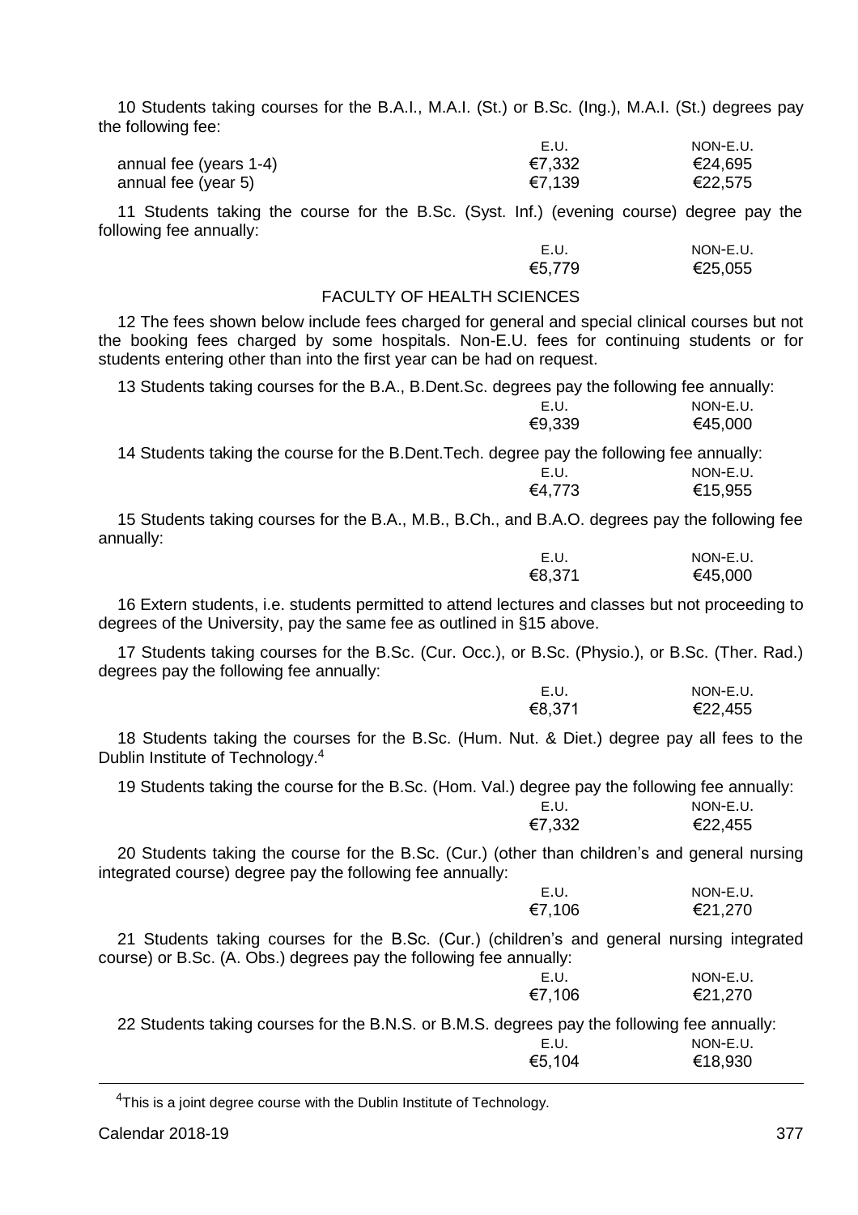10 Students taking courses for the B.A.I., M.A.I. (St.) or B.Sc. (Ing.), M.A.I. (St.) degrees pay the following fee:

| | E.U. | NON-E.U. |
|---|---|---|
| annual fee (years 1-4) | €7,332 | €24,695 |
| annual fee (year 5) | €7,139 | €22,575 |

11 Students taking the course for the B.Sc. (Syst. Inf.) (evening course) degree pay the following fee annually:

| E.U. | NON-E.U. |
|---|---|
| €5,779 | €25,055 |

## FACULTY OF HEALTH SCIENCES

12 The fees shown below include fees charged for general and special clinical courses but not the booking fees charged by some hospitals. Non-E.U. fees for continuing students or for students entering other than into the first year can be had on request.

13 Students taking courses for the B.A., B.Dent.Sc. degrees pay the following fee annually:

| E.U. | NON-E.U. |
|---|---|
| €9,339 | €45,000 |

14 Students taking the course for the B.Dent.Tech. degree pay the following fee annually:

| E.U. | NON-E.U. |
|---|---|
| €4,773 | €15,955 |

15 Students taking courses for the B.A., M.B., B.Ch., and B.A.O. degrees pay the following fee annually:

| E.U. | NON-E.U. |
|---|---|
| €8,371 | €45,000 |

16 Extern students, i.e. students permitted to attend lectures and classes but not proceeding to degrees of the University, pay the same fee as outlined in §15 above.

17 Students taking courses for the B.Sc. (Cur. Occ.), or B.Sc. (Physio.), or B.Sc. (Ther. Rad.) degrees pay the following fee annually:

| E.U. | NON-E.U. |
|---|---|
| €8,371 | €22,455 |

18 Students taking the courses for the B.Sc. (Hum. Nut. & Diet.) degree pay all fees to the Dublin Institute of Technology.[4]

19 Students taking the course for the B.Sc. (Hom. Val.) degree pay the following fee annually:

| E.U. | NON-E.U. |
|---|---|
| €7,332 | €22,455 |

20 Students taking the course for the B.Sc. (Cur.) (other than children's and general nursing integrated course) degree pay the following fee annually:

| E.U. | NON-E.U. |
|---|---|
| €7,106 | €21,270 |

21 Students taking courses for the B.Sc. (Cur.) (children's and general nursing integrated course) or B.Sc. (A. Obs.) degrees pay the following fee annually:

| E.U. | NON-E.U. |
|---|---|
| €7,106 | €21,270 |

22 Students taking courses for the B.N.S. or B.M.S. degrees pay the following fee annually:

| E.U. | NON-E.U. |
|---|---|
| €5,104 | €18,930 |

[4]This is a joint degree course with the Dublin Institute of Technology.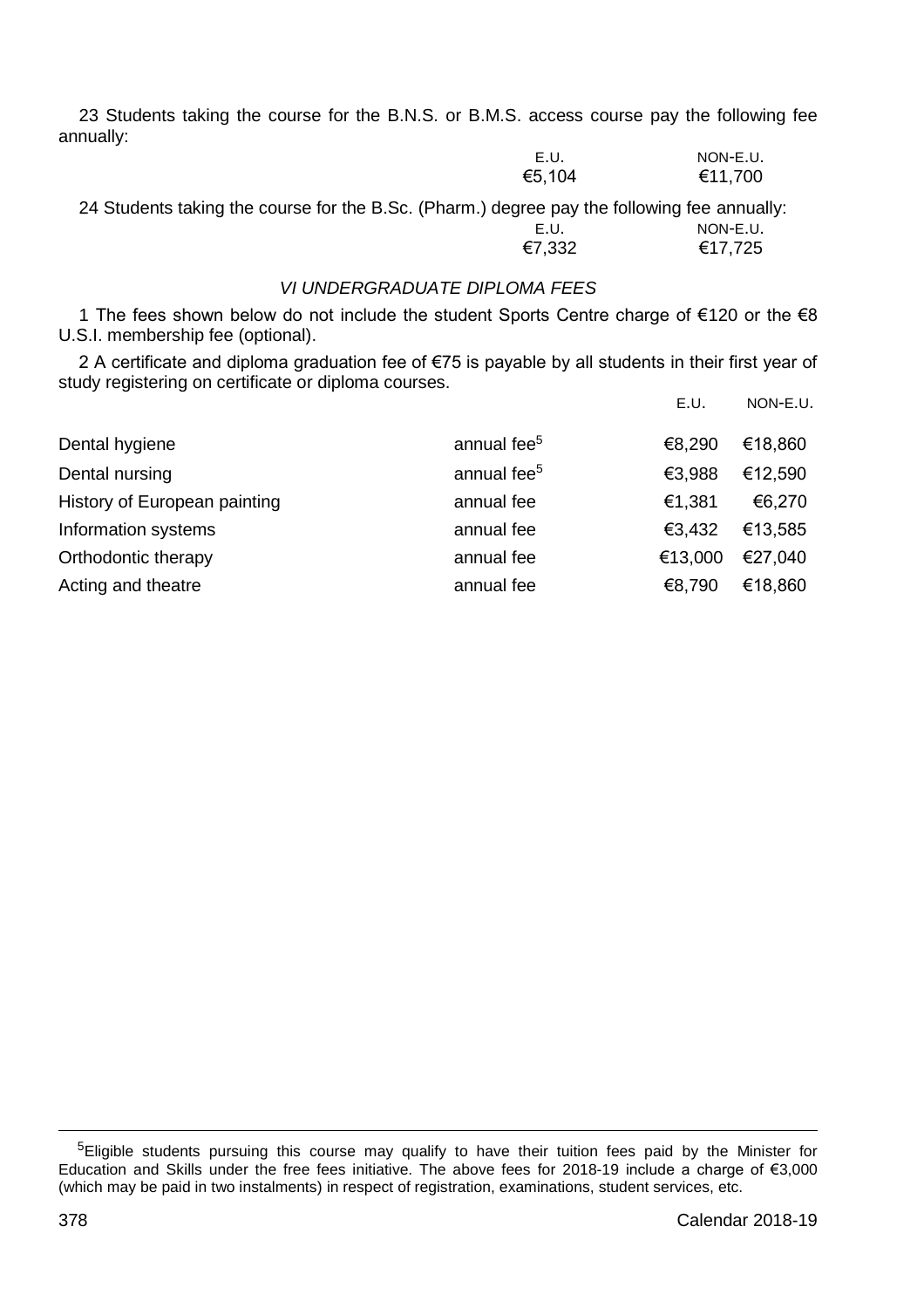23 Students taking the course for the B.N.S. or B.M.S. access course pay the following fee annually:

| E.U. | NON-E.U. |
|---|---|
| €5,104 | €11,700 |

24 Students taking the course for the B.Sc. (Pharm.) degree pay the following fee annually:

| E.U. | NON-E.U. |
|---|---|
| €7,332 | €17,725 |

### *VI UNDERGRADUATE DIPLOMA FEES*

1 The fees shown below do not include the student Sports Centre charge of €120 or the €8 U.S.I. membership fee (optional).

2 A certificate and diploma graduation fee of €75 is payable by all students in their first year of study registering on certificate or diploma courses.

| | | E.U. | NON-E.U. |
|---|---|---|---|
| Dental hygiene | annual fee[5] | €8,290 | €18,860 |
| Dental nursing | annual fee[5] | €3,988 | €12,590 |
| History of European painting | annual fee | €1,381 | €6,270 |
| Information systems | annual fee | €3,432 | €13,585 |
| Orthodontic therapy | annual fee | €13,000 | €27,040 |
| Acting and theatre | annual fee | €8,790 | €18,860 |

[5]Eligible students pursuing this course may qualify to have their tuition fees paid by the Minister for Education and Skills under the free fees initiative. The above fees for 2018-19 include a charge of €3,000 (which may be paid in two instalments) in respect of registration, examinations, student services, etc.